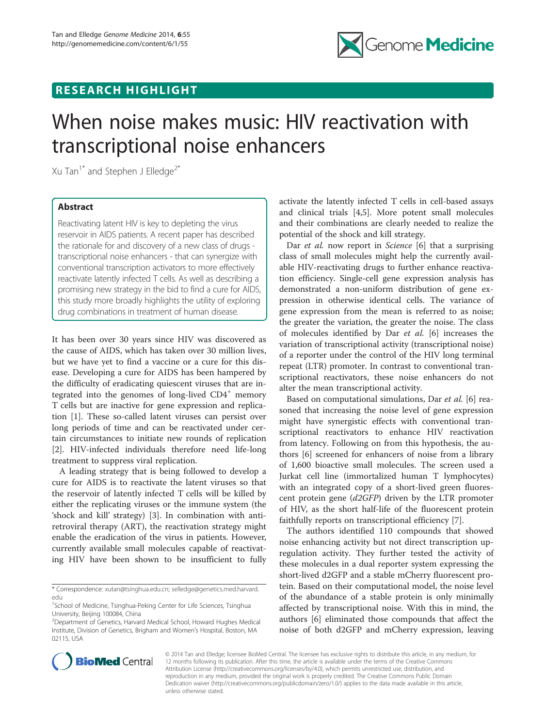RESEARCH HIGHLIGHT

# When noise makes music: HIV reactivation with transcriptional noise enhancers

Xu Tan[1*] and Stephen J Elledge[2*]

## Abstract

Reactivating latent HIV is key to depleting the virus reservoir in AIDS patients. A recent paper has described the rationale for and discovery of a new class of drugs - transcriptional noise enhancers - that can synergize with conventional transcription activators to more effectively reactivate latently infected T cells. As well as describing a promising new strategy in the bid to find a cure for AIDS, this study more broadly highlights the utility of exploring drug combinations in treatment of human disease.

It has been over 30 years since HIV was discovered as the cause of AIDS, which has taken over 30 million lives, but we have yet to find a vaccine or a cure for this disease. Developing a cure for AIDS has been hampered by the difficulty of eradicating quiescent viruses that are integrated into the genomes of long-lived $CD4^+$ memory T cells but are inactive for gene expression and replication [1]. These so-called latent viruses can persist over long periods of time and can be reactivated under certain circumstances to initiate new rounds of replication [2]. HIV-infected individuals therefore need life-long treatment to suppress viral replication.

A leading strategy that is being followed to develop a cure for AIDS is to reactivate the latent viruses so that the reservoir of latently infected T cells will be killed by either the replicating viruses or the immune system (the 'shock and kill' strategy) [3]. In combination with anti-retroviral therapy (ART), the reactivation strategy might enable the eradication of the virus in patients. However, currently available small molecules capable of reactivating HIV have been shown to be insufficient to fully activate the latently infected T cells in cell-based assays and clinical trials [4,5]. More potent small molecules and their combinations are clearly needed to realize the potential of the shock and kill strategy.

Dar *et al.* now report in *Science* [6] that a surprising class of small molecules might help the currently available HIV-reactivating drugs to further enhance reactivation efficiency. Single-cell gene expression analysis has demonstrated a non-uniform distribution of gene expression in otherwise identical cells. The variance of gene expression from the mean is referred to as noise; the greater the variation, the greater the noise. The class of molecules identified by Dar *et al.* [6] increases the variation of transcriptional activity (transcriptional noise) of a reporter under the control of the HIV long terminal repeat (LTR) promoter. In contrast to conventional transcriptional reactivators, these noise enhancers do not alter the mean transcriptional activity.

Based on computational simulations, Dar *et al.* [6] reasoned that increasing the noise level of gene expression might have synergistic effects with conventional transcriptional reactivators to enhance HIV reactivation from latency. Following on from this hypothesis, the authors [6] screened for enhancers of noise from a library of 1,600 bioactive small molecules. The screen used a Jurkat cell line (immortalized human T lymphocytes) with an integrated copy of a short-lived green fluorescent protein gene (*d2GFP*) driven by the LTR promoter of HIV, as the short half-life of the fluorescent protein faithfully reports on transcriptional efficiency [7].

The authors identified 110 compounds that showed noise enhancing activity but not direct transcription up-regulation activity. They further tested the activity of these molecules in a dual reporter system expressing the short-lived d2GFP and a stable mCherry fluorescent protein. Based on their computational model, the noise level of the abundance of a stable protein is only minimally affected by transcriptional noise. With this in mind, the authors [6] eliminated those compounds that affect the noise of both d2GFP and mCherry expression, leaving

\* Correspondence: xutan@tsinghua.edu.cn; selledge@genetics.med.harvard.edu

[1]School of Medicine, Tsinghua-Peking Center for Life Sciences, Tsinghua University, Beijing 100084, China

[2]Department of Genetics, Harvard Medical School, Howard Hughes Medical Institute, Division of Genetics, Brigham and Women's Hospital, Boston, MA 02115, USA

© 2014 Tan and Elledge; licensee BioMed Central. The licensee has exclusive rights to distribute this article, in any medium, for 12 months following its publication. After this time, the article is available under the terms of the Creative Commons Attribution License (http://creativecommons.org/licenses/by/4.0), which permits unrestricted use, distribution, and reproduction in any medium, provided the original work is properly credited. The Creative Commons Public Domain Dedication waiver (http://creativecommons.org/publicdomain/zero/1.0/) applies to the data made available in this article, unless otherwise stated.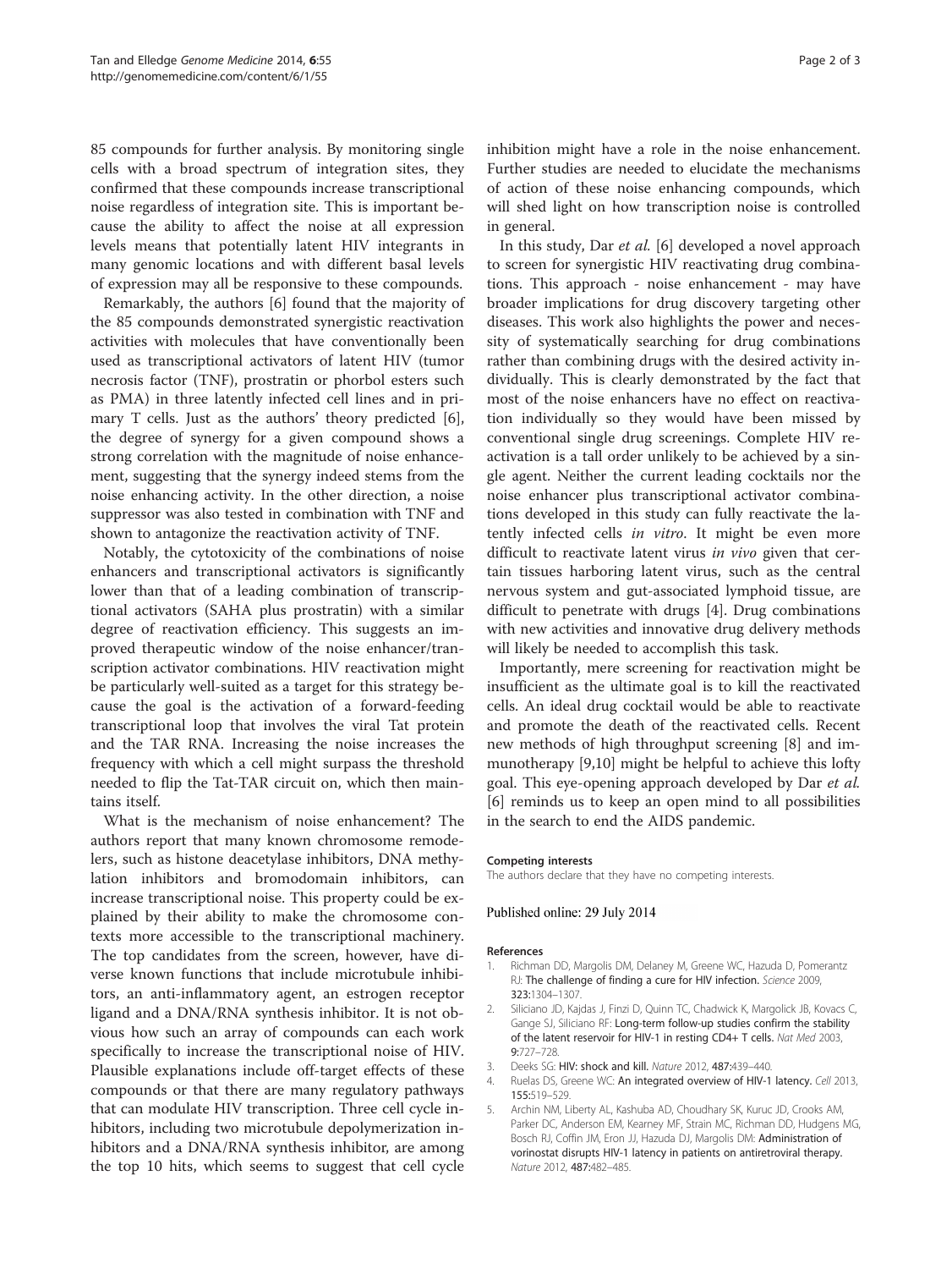85 compounds for further analysis. By monitoring single cells with a broad spectrum of integration sites, they confirmed that these compounds increase transcriptional noise regardless of integration site. This is important because the ability to affect the noise at all expression levels means that potentially latent HIV integrants in many genomic locations and with different basal levels of expression may all be responsive to these compounds.

Remarkably, the authors [6] found that the majority of the 85 compounds demonstrated synergistic reactivation activities with molecules that have conventionally been used as transcriptional activators of latent HIV (tumor necrosis factor (TNF), prostratin or phorbol esters such as PMA) in three latently infected cell lines and in primary T cells. Just as the authors' theory predicted [6], the degree of synergy for a given compound shows a strong correlation with the magnitude of noise enhancement, suggesting that the synergy indeed stems from the noise enhancing activity. In the other direction, a noise suppressor was also tested in combination with TNF and shown to antagonize the reactivation activity of TNF.

Notably, the cytotoxicity of the combinations of noise enhancers and transcriptional activators is significantly lower than that of a leading combination of transcriptional activators (SAHA plus prostratin) with a similar degree of reactivation efficiency. This suggests an improved therapeutic window of the noise enhancer/transcription activator combinations. HIV reactivation might be particularly well-suited as a target for this strategy because the goal is the activation of a forward-feeding transcriptional loop that involves the viral Tat protein and the TAR RNA. Increasing the noise increases the frequency with which a cell might surpass the threshold needed to flip the Tat-TAR circuit on, which then maintains itself.

What is the mechanism of noise enhancement? The authors report that many known chromosome remodelers, such as histone deacetylase inhibitors, DNA methylation inhibitors and bromodomain inhibitors, can increase transcriptional noise. This property could be explained by their ability to make the chromosome contexts more accessible to the transcriptional machinery. The top candidates from the screen, however, have diverse known functions that include microtubule inhibitors, an anti-inflammatory agent, an estrogen receptor ligand and a DNA/RNA synthesis inhibitor. It is not obvious how such an array of compounds can each work specifically to increase the transcriptional noise of HIV. Plausible explanations include off-target effects of these compounds or that there are many regulatory pathways that can modulate HIV transcription. Three cell cycle inhibitors, including two microtubule depolymerization inhibitors and a DNA/RNA synthesis inhibitor, are among the top 10 hits, which seems to suggest that cell cycle inhibition might have a role in the noise enhancement. Further studies are needed to elucidate the mechanisms of action of these noise enhancing compounds, which will shed light on how transcription noise is controlled in general.

In this study, Dar *et al.* [6] developed a novel approach to screen for synergistic HIV reactivating drug combinations. This approach - noise enhancement - may have broader implications for drug discovery targeting other diseases. This work also highlights the power and necessity of systematically searching for drug combinations rather than combining drugs with the desired activity individually. This is clearly demonstrated by the fact that most of the noise enhancers have no effect on reactivation individually so they would have been missed by conventional single drug screenings. Complete HIV reactivation is a tall order unlikely to be achieved by a single agent. Neither the current leading cocktails nor the noise enhancer plus transcriptional activator combinations developed in this study can fully reactivate the latently infected cells *in vitro*. It might be even more difficult to reactivate latent virus *in vivo* given that certain tissues harboring latent virus, such as the central nervous system and gut-associated lymphoid tissue, are difficult to penetrate with drugs [4]. Drug combinations with new activities and innovative drug delivery methods will likely be needed to accomplish this task.

Importantly, mere screening for reactivation might be insufficient as the ultimate goal is to kill the reactivated cells. An ideal drug cocktail would be able to reactivate and promote the death of the reactivated cells. Recent new methods of high throughput screening [8] and immunotherapy [9,10] might be helpful to achieve this lofty goal. This eye-opening approach developed by Dar *et al.* [6] reminds us to keep an open mind to all possibilities in the search to end the AIDS pandemic.

#### Competing interests

The authors declare that they have no competing interests.

Published online: 29 July 2014

#### References

1. Richman DD, Margolis DM, Delaney M, Greene WC, Hazuda D, Pomerantz RJ: **The challenge of finding a cure for HIV infection.** *Science* 2009, **323:**1304–1307.
2. Siliciano JD, Kajdas J, Finzi D, Quinn TC, Chadwick K, Margolick JB, Kovacs C, Gange SJ, Siliciano RF: **Long-term follow-up studies confirm the stability of the latent reservoir for HIV-1 in resting CD4+ T cells.** *Nat Med* 2003, **9:**727–728.
3. Deeks SG: **HIV: shock and kill.** *Nature* 2012, **487:**439–440.
4. Ruelas DS, Greene WC: **An integrated overview of HIV-1 latency.** *Cell* 2013, **155:**519–529.
5. Archin NM, Liberty AL, Kashuba AD, Choudhary SK, Kuruc JD, Crooks AM, Parker DC, Anderson EM, Kearney MF, Strain MC, Richman DD, Hudgens MG, Bosch RJ, Coffin JM, Eron JJ, Hazuda DJ, Margolis DM: **Administration of vorinostat disrupts HIV-1 latency in patients on antiretroviral therapy.** *Nature* 2012, **487:**482–485.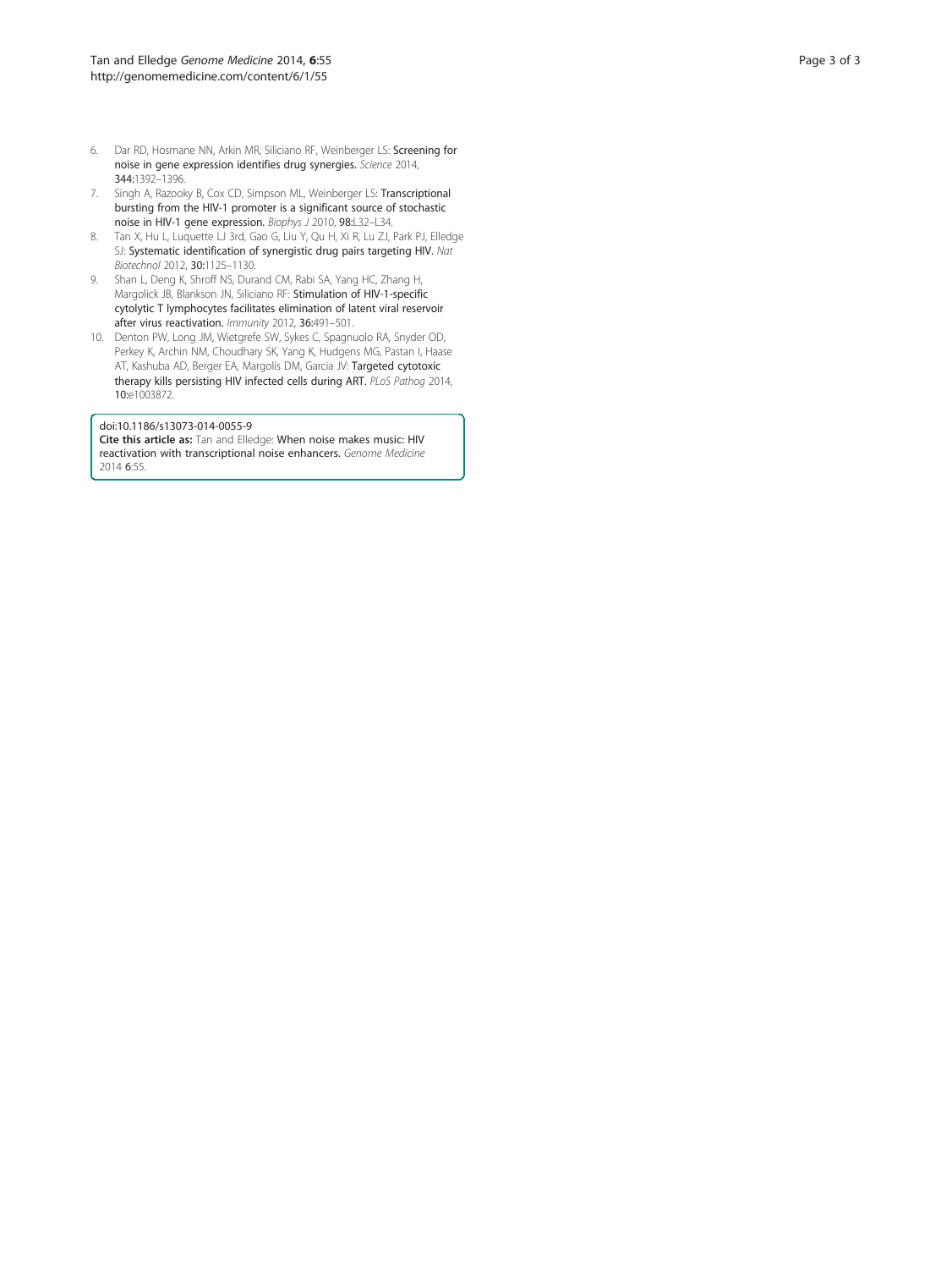6. Dar RD, Hosmane NN, Arkin MR, Siliciano RF, Weinberger LS: **Screening for noise in gene expression identifies drug synergies.** *Science* 2014, **344:**1392–1396.
7. Singh A, Razooky B, Cox CD, Simpson ML, Weinberger LS: **Transcriptional bursting from the HIV-1 promoter is a significant source of stochastic noise in HIV-1 gene expression.** *Biophys J* 2010, **98:**L32–L34.
8. Tan X, Hu L, Luquette LJ 3rd, Gao G, Liu Y, Qu H, Xi R, Lu ZJ, Park PJ, Elledge SJ: **Systematic identification of synergistic drug pairs targeting HIV.** *Nat Biotechnol* 2012, **30:**1125–1130.
9. Shan L, Deng K, Shroff NS, Durand CM, Rabi SA, Yang HC, Zhang H, Margolick JB, Blankson JN, Siliciano RF: **Stimulation of HIV-1-specific cytolytic T lymphocytes facilitates elimination of latent viral reservoir after virus reactivation.** *Immunity* 2012, **36:**491–501.
10. Denton PW, Long JM, Wietgrefe SW, Sykes C, Spagnuolo RA, Snyder OD, Perkey K, Archin NM, Choudhary SK, Yang K, Hudgens MG, Pastan I, Haase AT, Kashuba AD, Berger EA, Margolis DM, Garcia JV: **Targeted cytotoxic therapy kills persisting HIV infected cells during ART.** *PLoS Pathog* 2014, **10:**e1003872.

doi:10.1186/s13073-014-0055-9

**Cite this article as:** Tan and Elledge: **When noise makes music: HIV reactivation with transcriptional noise enhancers.** *Genome Medicine* 2014 **6**:55.